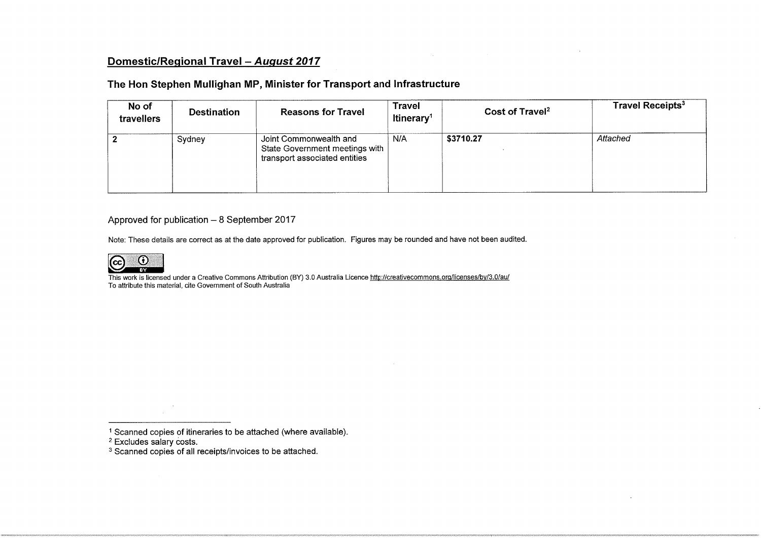## Domestic/Regional Travel – *August 2017*

### The Hon Stephen Mullighan MP, Minister for Transport and Infrastructure

| No of travellers | Destination | Reasons for Travel | Travel Itinerary[1] | Cost of Travel[2] | Travel Receipts[3] |
|---|---|---|---|---|---|
| 2 | Sydney | Joint Commonwealth and State Government meetings with transport associated entities | N/A | **$3710.27** | *Attached* |

Approved for publication – 8 September 2017

Note: These details are correct as at the date approved for publication. Figures may be rounded and have not been audited.

This work is licensed under a Creative Commons Attribution (BY) 3.0 Australia Licence http://creativecommons.org/licenses/by/3.0/au/
To attribute this material, cite Government of South Australia

---

[1] Scanned copies of itineraries to be attached (where available).
[2] Excludes salary costs.
[3] Scanned copies of all receipts/invoices to be attached.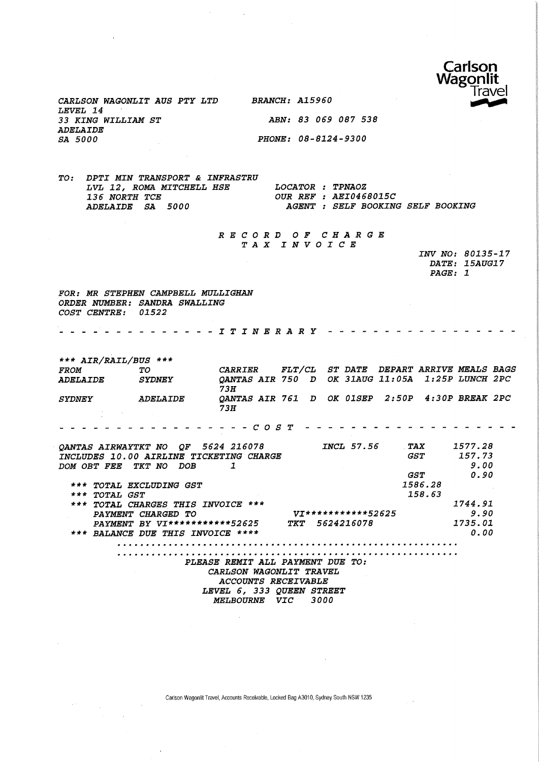**Carlson Wagonlit Travel**

CARLSON WAGONLIT AUS PTY LTD
LEVEL 14
33 KING WILLIAM ST
ADELAIDE
SA 5000

BRANCH: A15960

ABN: 83 069 087 538

PHONE: 08-8124-9300

TO: DPTI MIN TRANSPORT & INFRASTRU
LVL 12, ROMA MITCHELL HSE
136 NORTH TCE
ADELAIDE SA 5000

LOCATOR : TPNAOZ
OUR REF : AEI0468015C
AGENT : SELF BOOKING SELF BOOKING

## R E C O R D  O F  C H A R G E
## T A X  I N V O I C E

INV NO: 80135-17
DATE: 15AUG17
PAGE: 1

FOR: MR STEPHEN CAMPBELL MULLIGHAN
ORDER NUMBER: SANDRA SWALLING
COST CENTRE: 01522

- - - - - - - - - - - - - - I T I N E R A R Y - - - - - - - - - - - - - - - -

\*\*\* AIR/RAIL/BUS \*\*\*

| FROM | TO | CARRIER | FLT/CL | ST | DATE | DEPART | ARRIVE | MEALS | BAGS |
|---|---|---|---|---|---|---|---|---|---|
| ADELAIDE | SYDNEY | QANTAS AIR 73H | 750 D | OK | 31AUG | 11:05A | 1:25P | LUNCH | 2PC |
| SYDNEY | ADELAIDE | QANTAS AIR 73H | 761 D | OK | 01SEP | 2:50P | 4:30P | BREAK | 2PC |

- - - - - - - - - - - - - - - - - - C O S T - - - - - - - - - - - - - - - - - - - -

| | | | |
|---|---|---|---|
| QANTAS AIRWAYTKT NO QF 5624 216078 | INCL 57.56 | TAX | 1577.28 |
| INCLUDES 10.00 AIRLINE TICKETING CHARGE | | GST | 157.73 |
| DOM OBT FEE TKT NO DOB 1 | | | 9.00 |
| | | GST | 0.90 |
| \*\*\* TOTAL EXCLUDING GST | | 1586.28 | |
| \*\*\* TOTAL GST | | 158.63 | |
| \*\*\* TOTAL CHARGES THIS INVOICE \*\*\* | | | 1744.91 |
| PAYMENT CHARGED TO | VI\*\*\*\*\*\*\*\*\*\*\*\*52625 | | 9.90 |
| PAYMENT BY VI\*\*\*\*\*\*\*\*\*\*\*\*52625 | TKT 5624216078 | | 1735.01 |
| \*\*\* BALANCE DUE THIS INVOICE \*\*\*\* | | | 0.00 |

...........................................................
...........................................................

PLEASE REMIT ALL PAYMENT DUE TO:
CARLSON WAGONLIT TRAVEL
ACCOUNTS RECEIVABLE
LEVEL 6, 333 QUEEN STREET
MELBOURNE VIC 3000

Carlson Wagonlit Travel, Accounts Receivable, Locked Bag A3010, Sydney South NSW 1235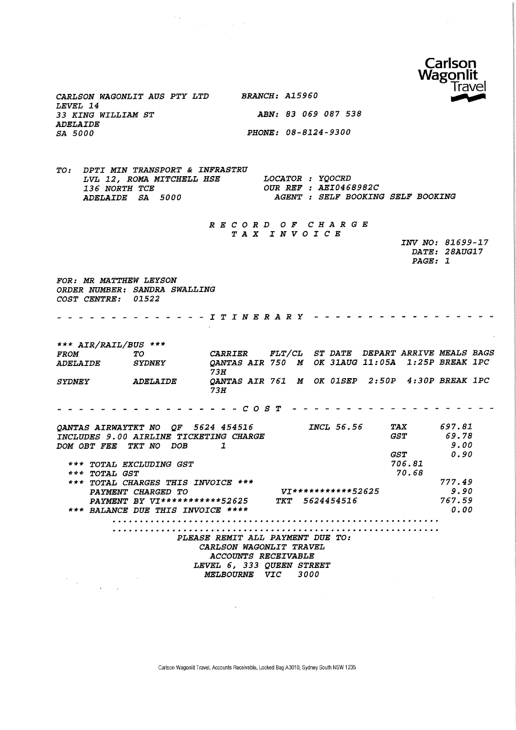Carlson Wagonlit Travel

CARLSON WAGONLIT AUS PTY LTD
LEVEL 14
33 KING WILLIAM ST
ADELAIDE
SA 5000

BRANCH: A15960

ABN: 83 069 087 538

PHONE: 08-8124-9300

TO: DPTI MIN TRANSPORT & INFRASTRU
LVL 12, ROMA MITCHELL HSE
136 NORTH TCE
ADELAIDE SA 5000

LOCATOR : YQOCRD
OUR REF : AEI0468982C
AGENT : SELF BOOKING SELF BOOKING

# R E C O R D  O F  C H A R G E
## T A X  I N V O I C E

INV NO: 81699-17
DATE: 28AUG17
PAGE: 1

FOR: MR MATTHEW LEYSON
ORDER NUMBER: SANDRA SWALLING
COST CENTRE: 01522

- - - - - - - - - - - - - - I T I N E R A R Y - - - - - - - - - - - - - - - -

*** AIR/RAIL/BUS ***

| FROM | TO | CARRIER | FLT/CL | ST | DATE | DEPART | ARRIVE | MEALS | BAGS |
|---|---|---|---|---|---|---|---|---|---|
| ADELAIDE | SYDNEY | QANTAS AIR 73H | 750 M | OK | 31AUG | 11:05A | 1:25P | BREAK | 1PC |
| SYDNEY | ADELAIDE | QANTAS AIR 73H | 761 M | OK | 01SEP | 2:50P | 4:30P | BREAK | 1PC |

- - - - - - - - - - - - - - - - - - C O S T - - - - - - - - - - - - - - - - - - - -

QANTAS AIRWAYTKT NO QF 5624 454516 INCL 56.56 TAX 697.81
INCLUDES 9.00 AIRLINE TICKETING CHARGE GST 69.78
DOM OBT FEE TKT NO DOB 1 9.00
GST 0.90

*** TOTAL EXCLUDING GST 706.81
*** TOTAL GST 70.68
*** TOTAL CHARGES THIS INVOICE *** 777.49
PAYMENT CHARGED TO VI***********52625 9.90
PAYMENT BY VI***********52625 TKT 5624454516 767.59
*** BALANCE DUE THIS INVOICE **** 0.00

............................................................
............................................................

PLEASE REMIT ALL PAYMENT DUE TO:
CARLSON WAGONLIT TRAVEL
ACCOUNTS RECEIVABLE
LEVEL 6, 333 QUEEN STREET
MELBOURNE VIC 3000

Carlson Wagonlit Travel, Accounts Receivable, Locked Bag A3010, Sydney South NSW 1235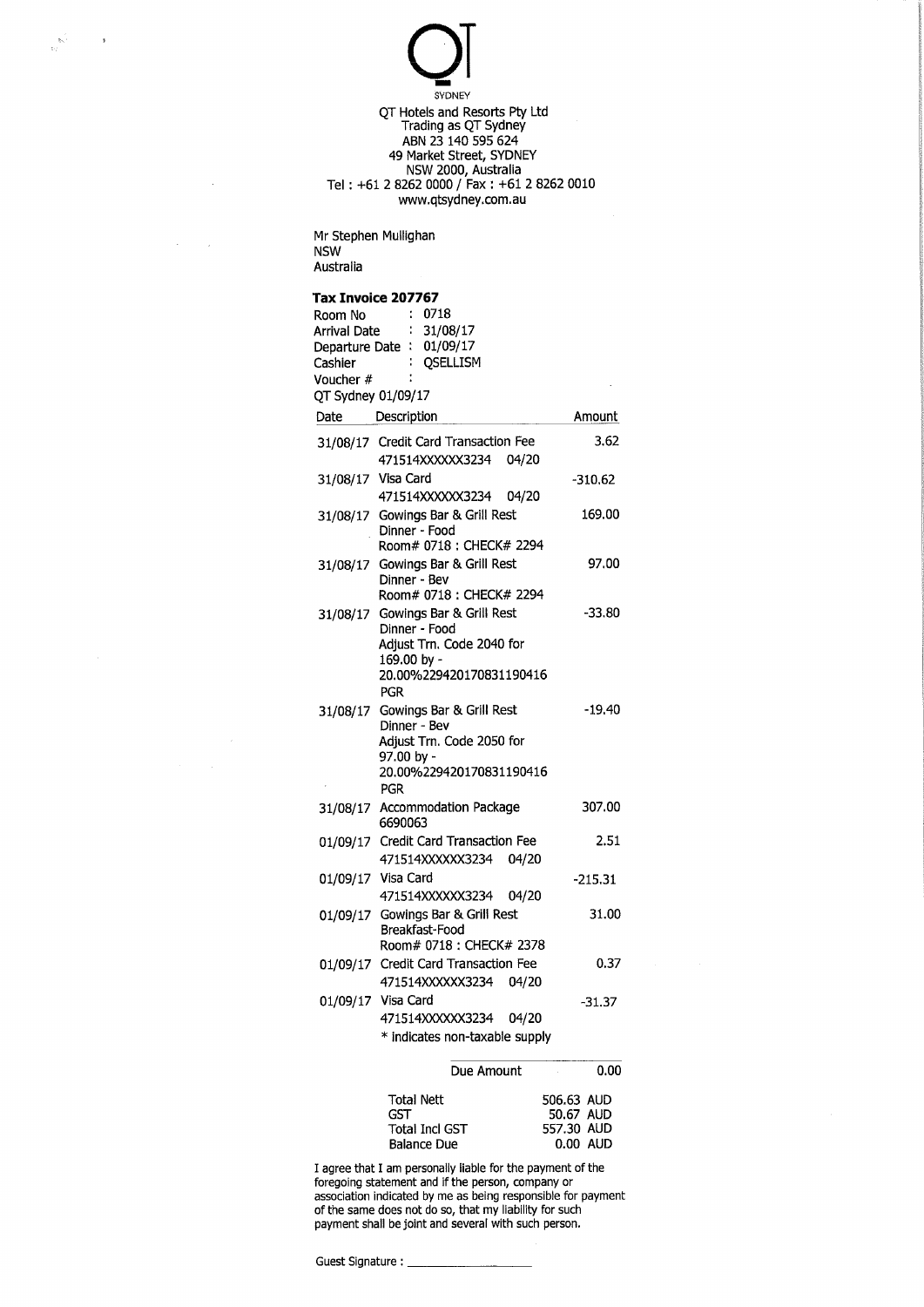QT

SYDNEY

QT Hotels and Resorts Pty Ltd
Trading as QT Sydney
ABN 23 140 595 624
49 Market Street, SYDNEY
NSW 2000, Australia
Tel : +61 2 8262 0000 / Fax : +61 2 8262 0010
www.qtsydney.com.au

Mr Stephen Mullighan
NSW
Australia

**Tax Invoice 207767**

Room No : 0718
Arrival Date : 31/08/17
Departure Date : 01/09/17
Cashier : QSELLISM
Voucher # :
QT Sydney 01/09/17

| Date | Description | Amount |
|---|---|---|
| 31/08/17 | Credit Card Transaction Fee<br>471514XXXXXX3234 04/20 | 3.62 |
| 31/08/17 | Visa Card<br>471514XXXXXX3234 04/20 | -310.62 |
| 31/08/17 | Gowings Bar & Grill Rest<br>Dinner - Food<br>Room# 0718 : CHECK# 2294 | 169.00 |
| 31/08/17 | Gowings Bar & Grill Rest<br>Dinner - Bev<br>Room# 0718 : CHECK# 2294 | 97.00 |
| 31/08/17 | Gowings Bar & Grill Rest<br>Dinner - Food<br>Adjust Trn. Code 2040 for<br>169.00 by -<br>20.00%229420170831190416<br>PGR | -33.80 |
| 31/08/17 | Gowings Bar & Grill Rest<br>Dinner - Bev<br>Adjust Trn. Code 2050 for<br>97.00 by -<br>20.00%229420170831190416<br>PGR | -19.40 |
| 31/08/17 | Accommodation Package<br>6690063 | 307.00 |
| 01/09/17 | Credit Card Transaction Fee<br>471514XXXXXX3234 04/20 | 2.51 |
| 01/09/17 | Visa Card<br>471514XXXXXX3234 04/20 | -215.31 |
| 01/09/17 | Gowings Bar & Grill Rest<br>Breakfast-Food<br>Room# 0718 : CHECK# 2378 | 31.00 |
| 01/09/17 | Credit Card Transaction Fee<br>471514XXXXXX3234 04/20 | 0.37 |
| 01/09/17 | Visa Card<br>471514XXXXXX3234 04/20 | -31.37 |

* indicates non-taxable supply

| | |
|---|---|
| Due Amount | 0.00 |

| | |
|---|---|
| Total Nett | 506.63 AUD |
| GST | 50.67 AUD |
| Total Incl GST | 557.30 AUD |
| Balance Due | 0.00 AUD |

I agree that I am personally liable for the payment of the foregoing statement and if the person, company or association indicated by me as being responsible for payment of the same does not do so, that my liability for such payment shall be joint and several with such person.

Guest Signature : ____________________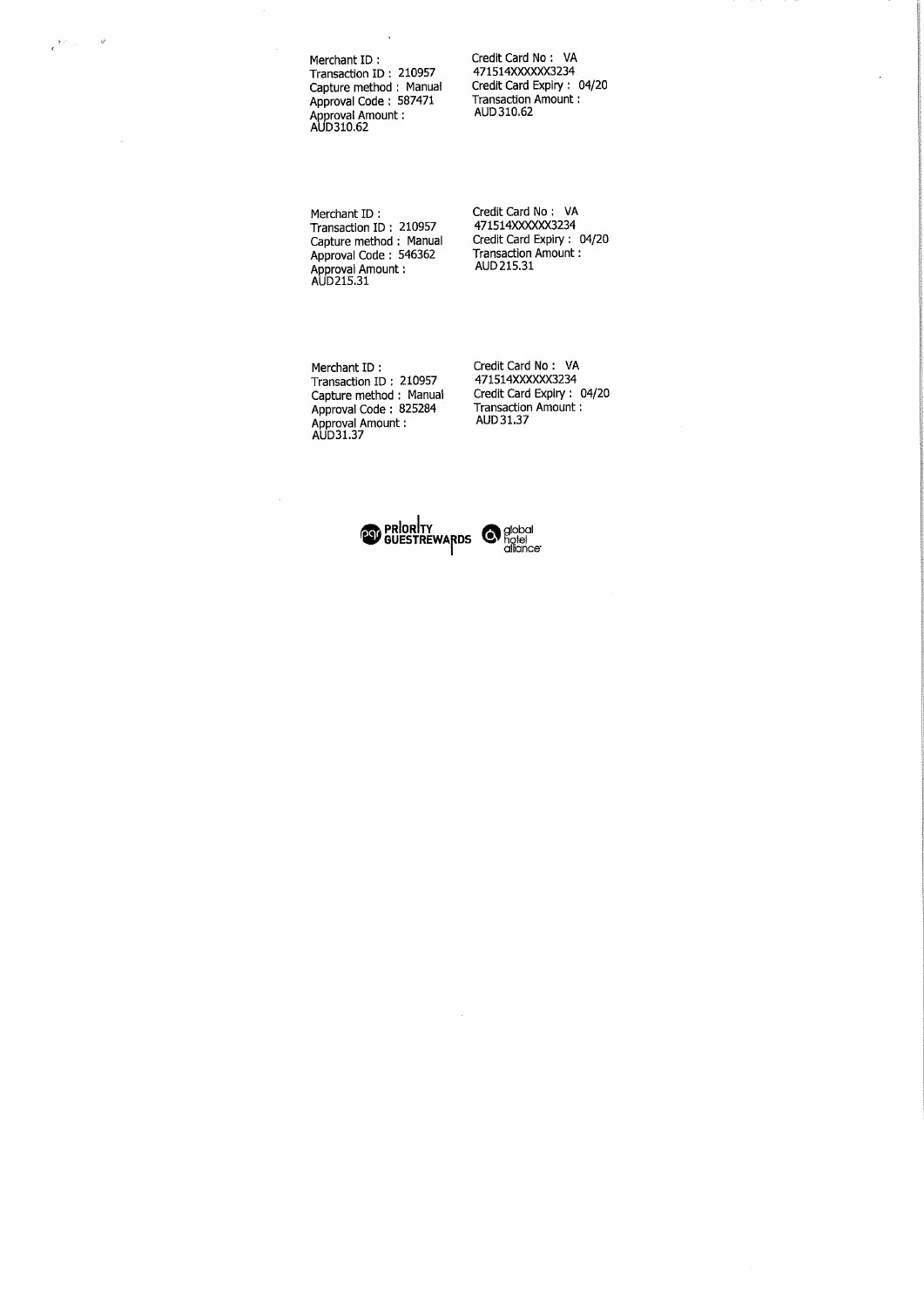Merchant ID :
Transaction ID : 210957
Capture method : Manual
Approval Code : 587471
Approval Amount :
AUD310.62

Credit Card No : VA
471514XXXXXX3234
Credit Card Expiry : 04/20
Transaction Amount :
AUD310.62

Merchant ID :
Transaction ID : 210957
Capture method : Manual
Approval Code : 546362
Approval Amount :
AUD215.31

Credit Card No : VA
471514XXXXXX3234
Credit Card Expiry : 04/20
Transaction Amount :
AUD215.31

Merchant ID :
Transaction ID : 210957
Capture method : Manual
Approval Code : 825284
Approval Amount :
AUD31.37

Credit Card No : VA
471514XXXXXX3234
Credit Card Expiry : 04/20
Transaction Amount :
AUD31.37

PRIORITY GUESTREWARDS global hotel alliance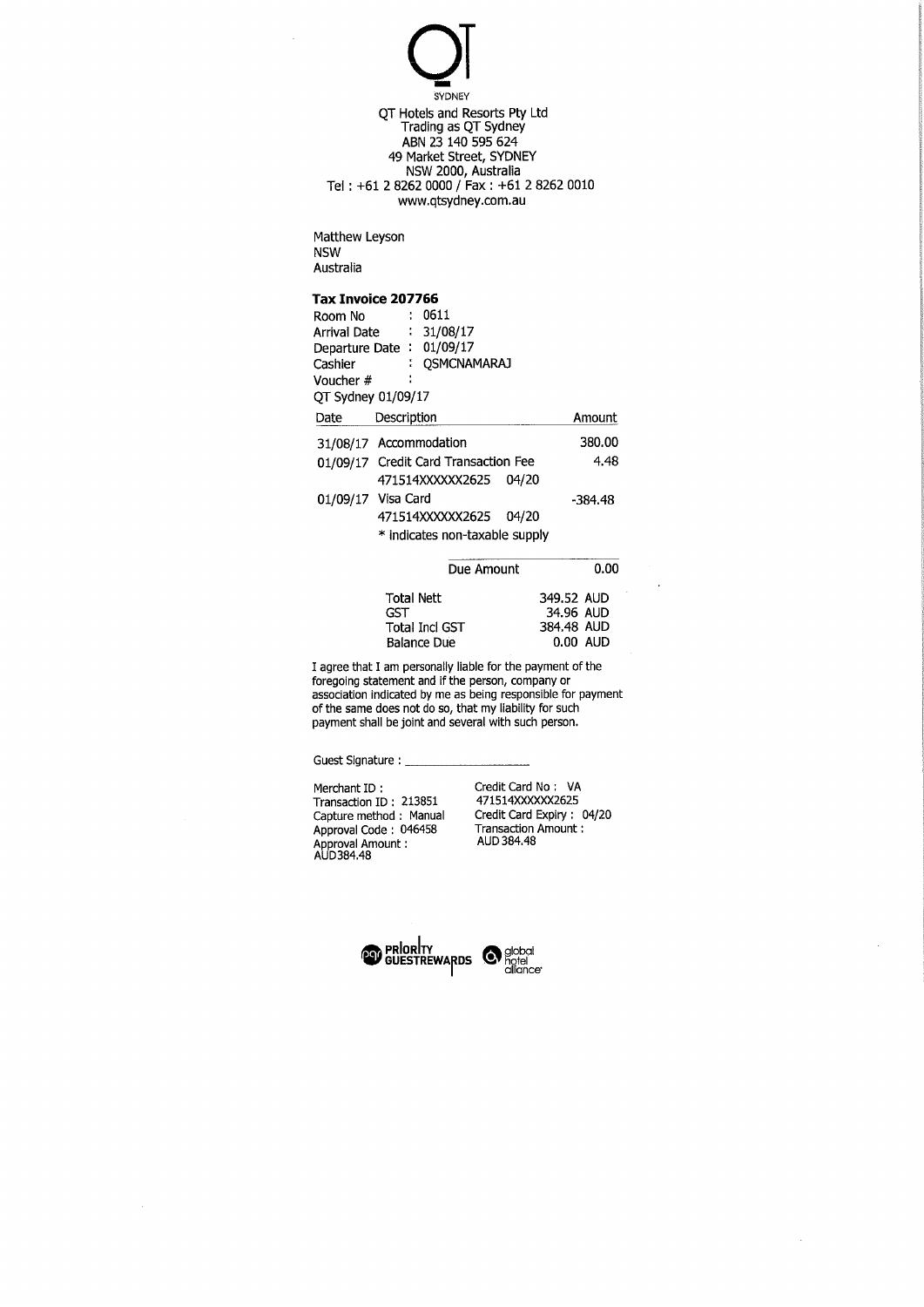QT
SYDNEY

QT Hotels and Resorts Pty Ltd
Trading as QT Sydney
ABN 23 140 595 624
49 Market Street, SYDNEY
NSW 2000, Australia
Tel : +61 2 8262 0000 / Fax : +61 2 8262 0010
www.qtsydney.com.au

Matthew Leyson
NSW
Australia

**Tax Invoice 207766**

Room No : 0611
Arrival Date : 31/08/17
Departure Date : 01/09/17
Cashier : QSMCNAMARAJ
Voucher # :
QT Sydney 01/09/17

| Date | Description | Amount |
|---|---|---|
| 31/08/17 | Accommodation | 380.00 |
| 01/09/17 | Credit Card Transaction Fee<br>471514XXXXXX2625 04/20 | 4.48 |
| 01/09/17 | Visa Card<br>471514XXXXXX2625 04/20 | -384.48 |
| | * indicates non-taxable supply | |

| | |
|---|---|
| Due Amount | 0.00 |

| | |
|---|---|
| Total Nett | 349.52 AUD |
| GST | 34.96 AUD |
| Total Incl GST | 384.48 AUD |
| Balance Due | 0.00 AUD |

I agree that I am personally liable for the payment of the foregoing statement and if the person, company or association indicated by me as being responsible for payment of the same does not do so, that my liability for such payment shall be joint and several with such person.

Guest Signature : ____________________

Merchant ID :
Transaction ID : 213851
Capture method : Manual
Approval Code : 046458
Approval Amount : AUD384.48

Credit Card No : VA 471514XXXXXX2625
Credit Card Expiry : 04/20
Transaction Amount : AUD 384.48

PRIORITY GUESTREWARDS global hotel alliance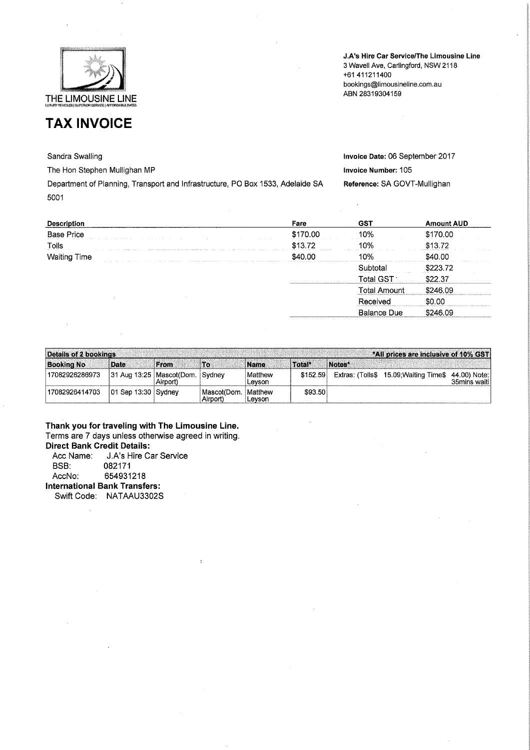THE LIMOUSINE LINE

LUXURY VEHICLES | SUPERIOR SERVICE | AFFORDABLE RATES

**J.A's Hire Car Service/The Limousine Line**
3 Wavell Ave, Carlingford, NSW 2118
+61 411211400
bookings@limousineline.com.au
ABN 28319304159

# TAX INVOICE

Sandra Swalling

The Hon Stephen Mullighan MP

Department of Planning, Transport and Infrastructure, PO Box 1533, Adelaide SA 5001

**Invoice Date:** 06 September 2017

**Invoice Number:** 105

**Reference:** SA GOVT-Mullighan

| Description | Fare | GST | Amount AUD |
|---|---|---|---|
| Base Price | $170.00 | 10% | $170.00 |
| Tolls | $13.72 | 10% | $13.72 |
| Waiting Time | $40.00 | 10% | $40.00 |
| | | Subtotal | $223.72 |
| | | Total GST | $22.37 |
| | | Total Amount | $246.09 |
| | | Received | $0.00 |
| | | Balance Due | $246.09 |

| Details of 2 bookings | | | | | | *All prices are inclusive of 10% GST |
|---|---|---|---|---|---|---|
| **Booking No** | **Date** | **From** | **To** | **Name** | **Total*** | **Notes*** |
| 17082926286973 | 31 Aug 13:25 | Mascot(Dom. Airport) | Sydney | Matthew Leyson | $152.59 | Extras: (Tolls$ 15.09;Waiting Time$ 44.00) Note: 35mins waiti |
| 17082926414703 | 01 Sep 13:30 | Sydney | Mascot(Dom. Airport) | Matthew Leyson | $93.50 | |

**Thank you for traveling with The Limousine Line.**
Terms are 7 days unless otherwise agreed in writing.

**Direct Bank Credit Details:**

Acc Name: J.A's Hire Car Service
BSB: 082171
AccNo: 654931218

**International Bank Transfers:**

Swift Code: NATAAU3302S